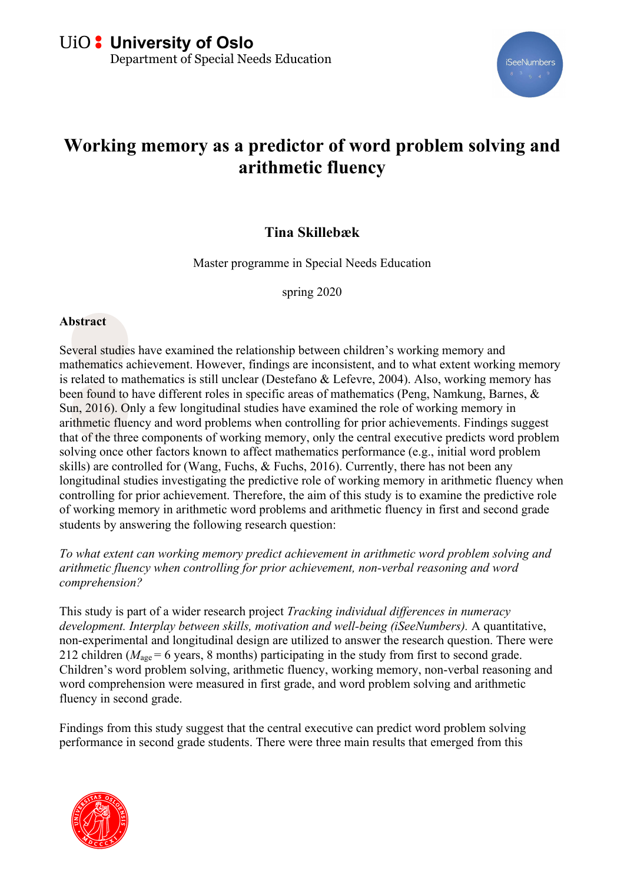UiO : University of Oslo
Department of Special Needs Education

# Working memory as a predictor of word problem solving and arithmetic fluency

**Tina Skillebæk**

Master programme in Special Needs Education

spring 2020

**Abstract**

Several studies have examined the relationship between children's working memory and mathematics achievement. However, findings are inconsistent, and to what extent working memory is related to mathematics is still unclear (Destefano & Lefevre, 2004). Also, working memory has been found to have different roles in specific areas of mathematics (Peng, Namkung, Barnes, & Sun, 2016). Only a few longitudinal studies have examined the role of working memory in arithmetic fluency and word problems when controlling for prior achievements. Findings suggest that of the three components of working memory, only the central executive predicts word problem solving once other factors known to affect mathematics performance (e.g., initial word problem skills) are controlled for (Wang, Fuchs, & Fuchs, 2016). Currently, there has not been any longitudinal studies investigating the predictive role of working memory in arithmetic fluency when controlling for prior achievement. Therefore, the aim of this study is to examine the predictive role of working memory in arithmetic word problems and arithmetic fluency in first and second grade students by answering the following research question:

*To what extent can working memory predict achievement in arithmetic word problem solving and arithmetic fluency when controlling for prior achievement, non-verbal reasoning and word comprehension?*

This study is part of a wider research project *Tracking individual differences in numeracy development. Interplay between skills, motivation and well-being (iSeeNumbers).* A quantitative, non-experimental and longitudinal design are utilized to answer the research question. There were 212 children ($M_{age}$ = 6 years, 8 months) participating in the study from first to second grade. Children's word problem solving, arithmetic fluency, working memory, non-verbal reasoning and word comprehension were measured in first grade, and word problem solving and arithmetic fluency in second grade.

Findings from this study suggest that the central executive can predict word problem solving performance in second grade students. There were three main results that emerged from this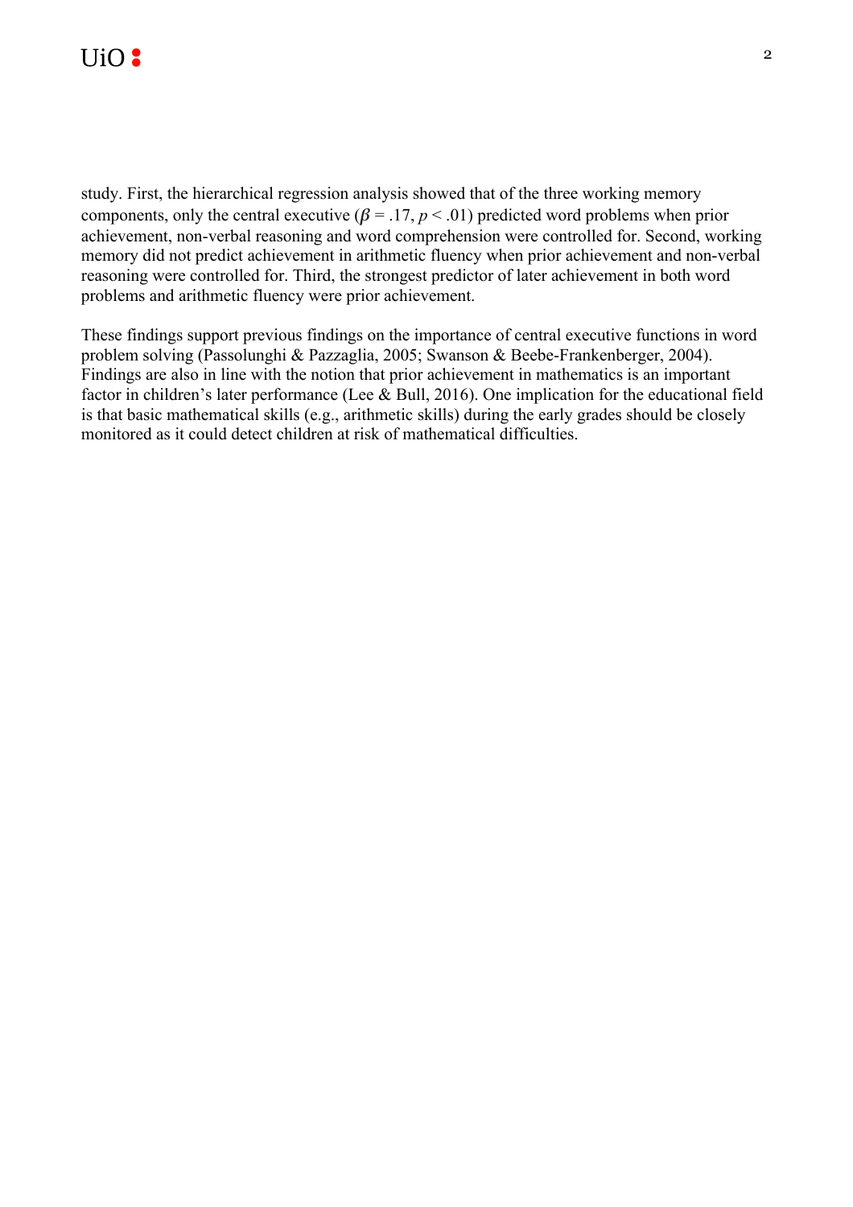study. First, the hierarchical regression analysis showed that of the three working memory components, only the central executive ($\beta = .17$, $p < .01$) predicted word problems when prior achievement, non-verbal reasoning and word comprehension were controlled for. Second, working memory did not predict achievement in arithmetic fluency when prior achievement and non-verbal reasoning were controlled for. Third, the strongest predictor of later achievement in both word problems and arithmetic fluency were prior achievement.

These findings support previous findings on the importance of central executive functions in word problem solving (Passolunghi & Pazzaglia, 2005; Swanson & Beebe-Frankenberger, 2004). Findings are also in line with the notion that prior achievement in mathematics is an important factor in children's later performance (Lee & Bull, 2016). One implication for the educational field is that basic mathematical skills (e.g., arithmetic skills) during the early grades should be closely monitored as it could detect children at risk of mathematical difficulties.